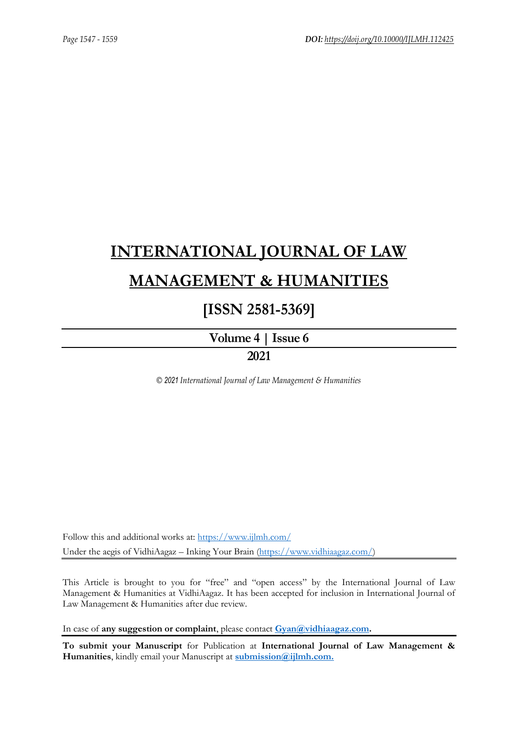# INTERNATIONAL JOURNAL OF LAW MANAGEMENT & HUMANITIES

## [ISSN 2581-5369]

### Volume 4 | Issue 6

### 2021

*© 2021 International Journal of Law Management & Humanities*

Follow this and additional works at: https://www.ijlmh.com/

Under the aegis of VidhiAagaz – Inking Your Brain (https://www.vidhiaagaz.com/)

This Article is brought to you for "free" and "open access" by the International Journal of Law Management & Humanities at VidhiAagaz. It has been accepted for inclusion in International Journal of Law Management & Humanities after due review.

In case of **any suggestion or complaint**, please contact **Gyan@vidhiaagaz.com.**

**To submit your Manuscript** for Publication at **International Journal of Law Management & Humanities**, kindly email your Manuscript at **submission@ijlmh.com.**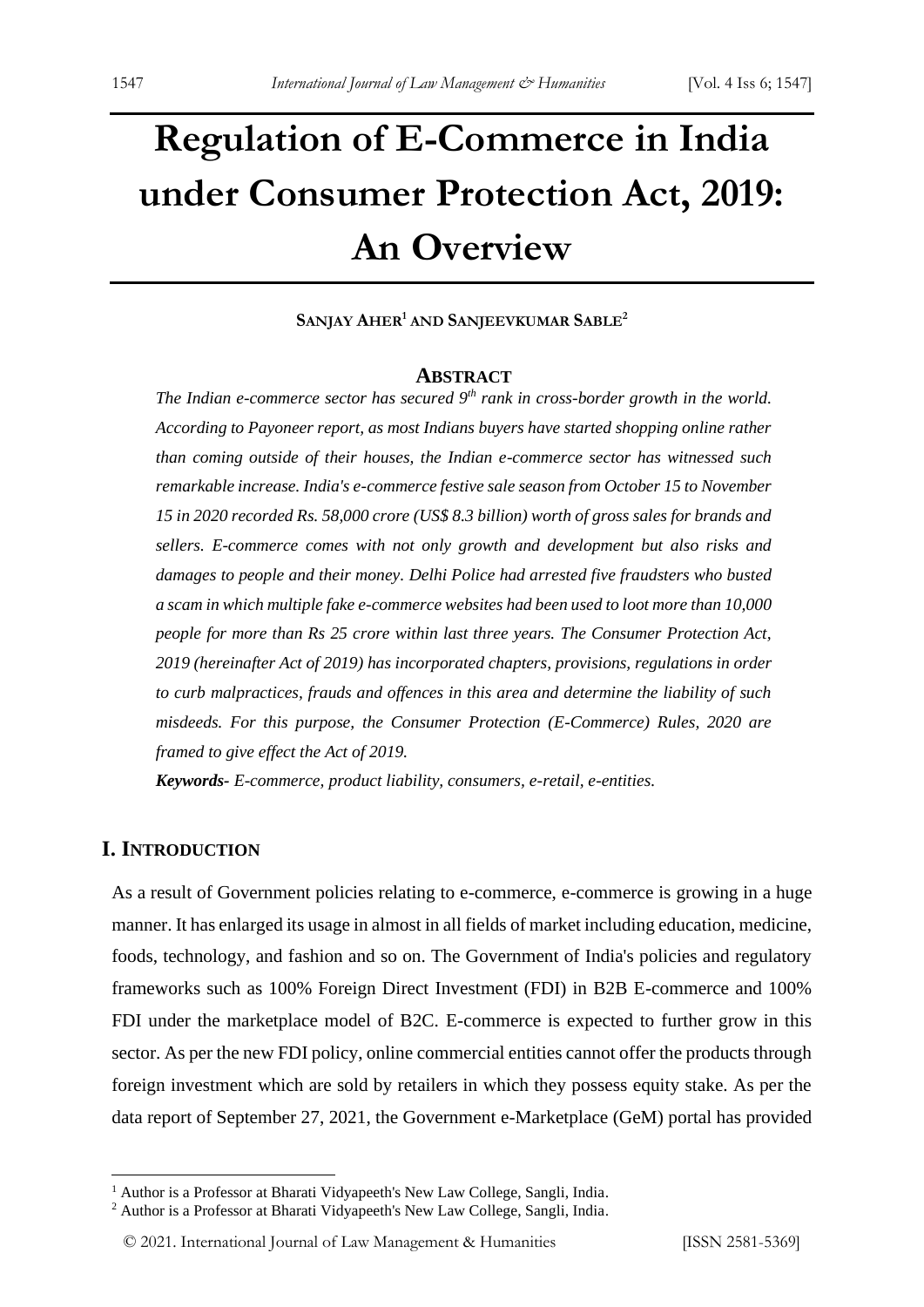# Regulation of E-Commerce in India under Consumer Protection Act, 2019: An Overview

**SANJAY AHER[1] AND SANJEEVKUMAR SABLE[2]**

## ABSTRACT

*The Indian e-commerce sector has secured 9th rank in cross-border growth in the world. According to Payoneer report, as most Indians buyers have started shopping online rather than coming outside of their houses, the Indian e-commerce sector has witnessed such remarkable increase. India's e-commerce festive sale season from October 15 to November 15 in 2020 recorded Rs. 58,000 crore (US$ 8.3 billion) worth of gross sales for brands and sellers. E-commerce comes with not only growth and development but also risks and damages to people and their money. Delhi Police had arrested five fraudsters who busted a scam in which multiple fake e-commerce websites had been used to loot more than 10,000 people for more than Rs 25 crore within last three years. The Consumer Protection Act, 2019 (hereinafter Act of 2019) has incorporated chapters, provisions, regulations in order to curb malpractices, frauds and offences in this area and determine the liability of such misdeeds. For this purpose, the Consumer Protection (E-Commerce) Rules, 2020 are framed to give effect the Act of 2019.*

***Keywords-*** *E-commerce, product liability, consumers, e-retail, e-entities.*

## I. INTRODUCTION

As a result of Government policies relating to e-commerce, e-commerce is growing in a huge manner. It has enlarged its usage in almost in all fields of market including education, medicine, foods, technology, and fashion and so on. The Government of India's policies and regulatory frameworks such as 100% Foreign Direct Investment (FDI) in B2B E-commerce and 100% FDI under the marketplace model of B2C. E-commerce is expected to further grow in this sector. As per the new FDI policy, online commercial entities cannot offer the products through foreign investment which are sold by retailers in which they possess equity stake. As per the data report of September 27, 2021, the Government e-Marketplace (GeM) portal has provided

---

[1] Author is a Professor at Bharati Vidyapeeth's New Law College, Sangli, India.

[2] Author is a Professor at Bharati Vidyapeeth's New Law College, Sangli, India.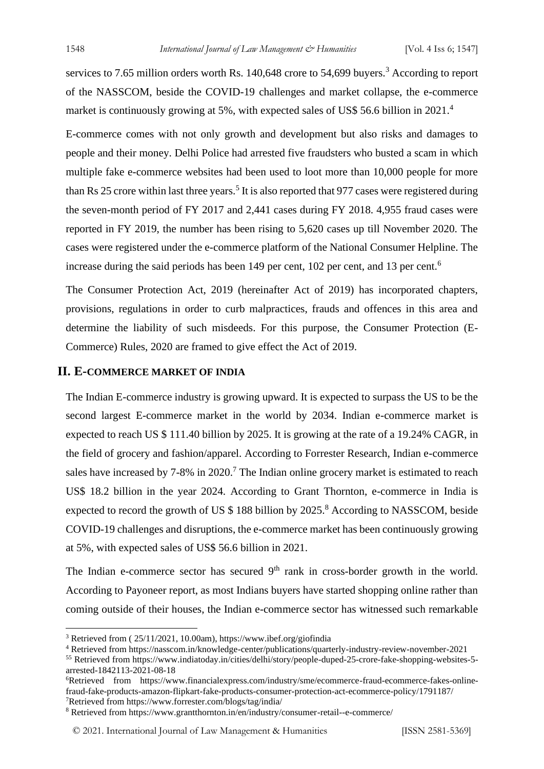services to 7.65 million orders worth Rs. 140,648 crore to 54,699 buyers.[3] According to report of the NASSCOM, beside the COVID-19 challenges and market collapse, the e-commerce market is continuously growing at 5%, with expected sales of US$ 56.6 billion in 2021.[4]

E-commerce comes with not only growth and development but also risks and damages to people and their money. Delhi Police had arrested five fraudsters who busted a scam in which multiple fake e-commerce websites had been used to loot more than 10,000 people for more than Rs 25 crore within last three years.[5] It is also reported that 977 cases were registered during the seven-month period of FY 2017 and 2,441 cases during FY 2018. 4,955 fraud cases were reported in FY 2019, the number has been rising to 5,620 cases up till November 2020. The cases were registered under the e-commerce platform of the National Consumer Helpline. The increase during the said periods has been 149 per cent, 102 per cent, and 13 per cent.[6]

The Consumer Protection Act, 2019 (hereinafter Act of 2019) has incorporated chapters, provisions, regulations in order to curb malpractices, frauds and offences in this area and determine the liability of such misdeeds. For this purpose, the Consumer Protection (E-Commerce) Rules, 2020 are framed to give effect the Act of 2019.

## II. E-COMMERCE MARKET OF INDIA

The Indian E-commerce industry is growing upward. It is expected to surpass the US to be the second largest E-commerce market in the world by 2034. Indian e-commerce market is expected to reach US $ 111.40 billion by 2025. It is growing at the rate of a 19.24% CAGR, in the field of grocery and fashion/apparel. According to Forrester Research, Indian e-commerce sales have increased by 7-8% in 2020.[7] The Indian online grocery market is estimated to reach US$ 18.2 billion in the year 2024. According to Grant Thornton, e-commerce in India is expected to record the growth of US $ 188 billion by 2025.[8] According to NASSCOM, beside COVID-19 challenges and disruptions, the e-commerce market has been continuously growing at 5%, with expected sales of US$ 56.6 billion in 2021.

The Indian e-commerce sector has secured 9th rank in cross-border growth in the world. According to Payoneer report, as most Indians buyers have started shopping online rather than coming outside of their houses, the Indian e-commerce sector has witnessed such remarkable

---

[3] Retrieved from ( 25/11/2021, 10.00am), https://www.ibef.org/giofindia

[4] Retrieved from https://nasscom.in/knowledge-center/publications/quarterly-industry-review-november-2021

[55] Retrieved from https://www.indiatoday.in/cities/delhi/story/people-duped-25-crore-fake-shopping-websites-5-arrested-1842113-2021-08-18

[6] Retrieved from https://www.financialexpress.com/industry/sme/ecommerce-fraud-ecommerce-fakes-online-fraud-fake-products-amazon-flipkart-fake-products-consumer-protection-act-ecommerce-policy/1791187/

[7] Retrieved from https://www.forrester.com/blogs/tag/india/

[8] Retrieved from https://www.grantthornton.in/en/industry/consumer-retail--e-commerce/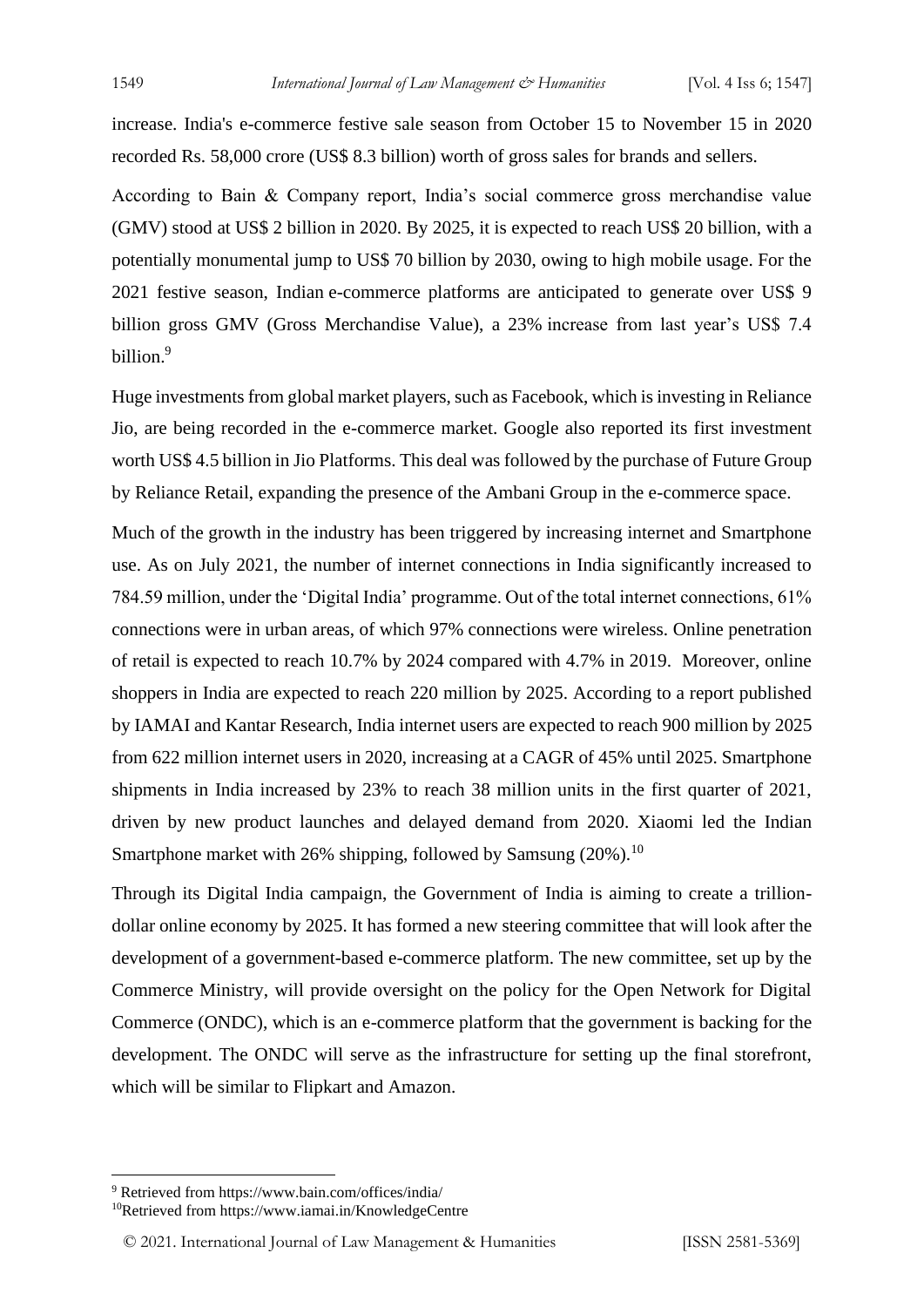increase. India's e-commerce festive sale season from October 15 to November 15 in 2020 recorded Rs. 58,000 crore (US$ 8.3 billion) worth of gross sales for brands and sellers.

According to Bain & Company report, India's social commerce gross merchandise value (GMV) stood at US$ 2 billion in 2020. By 2025, it is expected to reach US$ 20 billion, with a potentially monumental jump to US$ 70 billion by 2030, owing to high mobile usage. For the 2021 festive season, Indian e-commerce platforms are anticipated to generate over US$ 9 billion gross GMV (Gross Merchandise Value), a 23% increase from last year's US$ 7.4 billion.[9]

Huge investments from global market players, such as Facebook, which is investing in Reliance Jio, are being recorded in the e-commerce market. Google also reported its first investment worth US$ 4.5 billion in Jio Platforms. This deal was followed by the purchase of Future Group by Reliance Retail, expanding the presence of the Ambani Group in the e-commerce space.

Much of the growth in the industry has been triggered by increasing internet and Smartphone use. As on July 2021, the number of internet connections in India significantly increased to 784.59 million, under the 'Digital India' programme. Out of the total internet connections, 61% connections were in urban areas, of which 97% connections were wireless. Online penetration of retail is expected to reach 10.7% by 2024 compared with 4.7% in 2019. Moreover, online shoppers in India are expected to reach 220 million by 2025. According to a report published by IAMAI and Kantar Research, India internet users are expected to reach 900 million by 2025 from 622 million internet users in 2020, increasing at a CAGR of 45% until 2025. Smartphone shipments in India increased by 23% to reach 38 million units in the first quarter of 2021, driven by new product launches and delayed demand from 2020. Xiaomi led the Indian Smartphone market with 26% shipping, followed by Samsung (20%).[10]

Through its Digital India campaign, the Government of India is aiming to create a trillion-dollar online economy by 2025. It has formed a new steering committee that will look after the development of a government-based e-commerce platform. The new committee, set up by the Commerce Ministry, will provide oversight on the policy for the Open Network for Digital Commerce (ONDC), which is an e-commerce platform that the government is backing for the development. The ONDC will serve as the infrastructure for setting up the final storefront, which will be similar to Flipkart and Amazon.

---

[9] Retrieved from https://www.bain.com/offices/india/

[10] Retrieved from https://www.iamai.in/KnowledgeCentre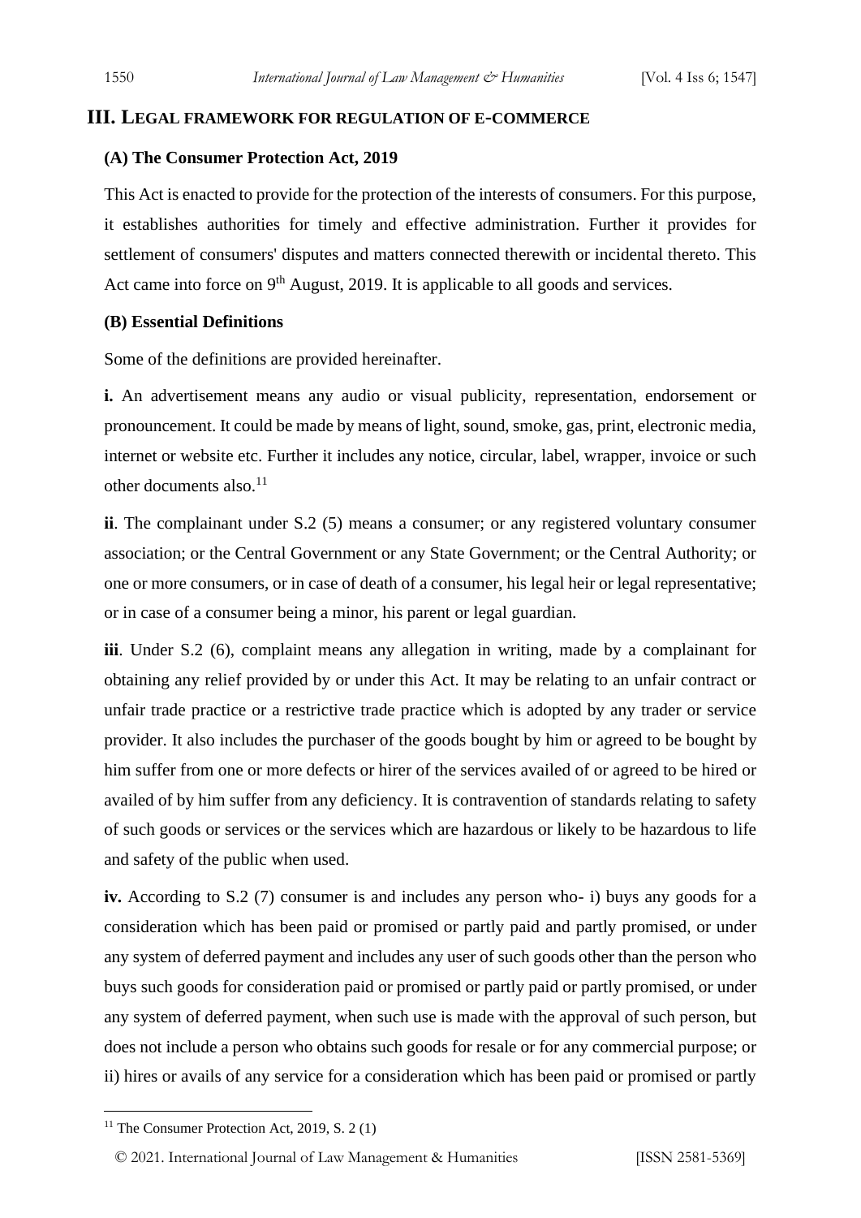## III. LEGAL FRAMEWORK FOR REGULATION OF E-COMMERCE

### (A) The Consumer Protection Act, 2019

This Act is enacted to provide for the protection of the interests of consumers. For this purpose, it establishes authorities for timely and effective administration. Further it provides for settlement of consumers' disputes and matters connected therewith or incidental thereto. This Act came into force on 9th August, 2019. It is applicable to all goods and services.

### (B) Essential Definitions

Some of the definitions are provided hereinafter.

**i.** An advertisement means any audio or visual publicity, representation, endorsement or pronouncement. It could be made by means of light, sound, smoke, gas, print, electronic media, internet or website etc. Further it includes any notice, circular, label, wrapper, invoice or such other documents also.[11]

**ii**. The complainant under S.2 (5) means a consumer; or any registered voluntary consumer association; or the Central Government or any State Government; or the Central Authority; or one or more consumers, or in case of death of a consumer, his legal heir or legal representative; or in case of a consumer being a minor, his parent or legal guardian.

**iii**. Under S.2 (6), complaint means any allegation in writing, made by a complainant for obtaining any relief provided by or under this Act. It may be relating to an unfair contract or unfair trade practice or a restrictive trade practice which is adopted by any trader or service provider. It also includes the purchaser of the goods bought by him or agreed to be bought by him suffer from one or more defects or hirer of the services availed of or agreed to be hired or availed of by him suffer from any deficiency. It is contravention of standards relating to safety of such goods or services or the services which are hazardous or likely to be hazardous to life and safety of the public when used.

**iv.** According to S.2 (7) consumer is and includes any person who- i) buys any goods for a consideration which has been paid or promised or partly paid and partly promised, or under any system of deferred payment and includes any user of such goods other than the person who buys such goods for consideration paid or promised or partly paid or partly promised, or under any system of deferred payment, when such use is made with the approval of such person, but does not include a person who obtains such goods for resale or for any commercial purpose; or ii) hires or avails of any service for a consideration which has been paid or promised or partly

---

[11] The Consumer Protection Act, 2019, S. 2 (1)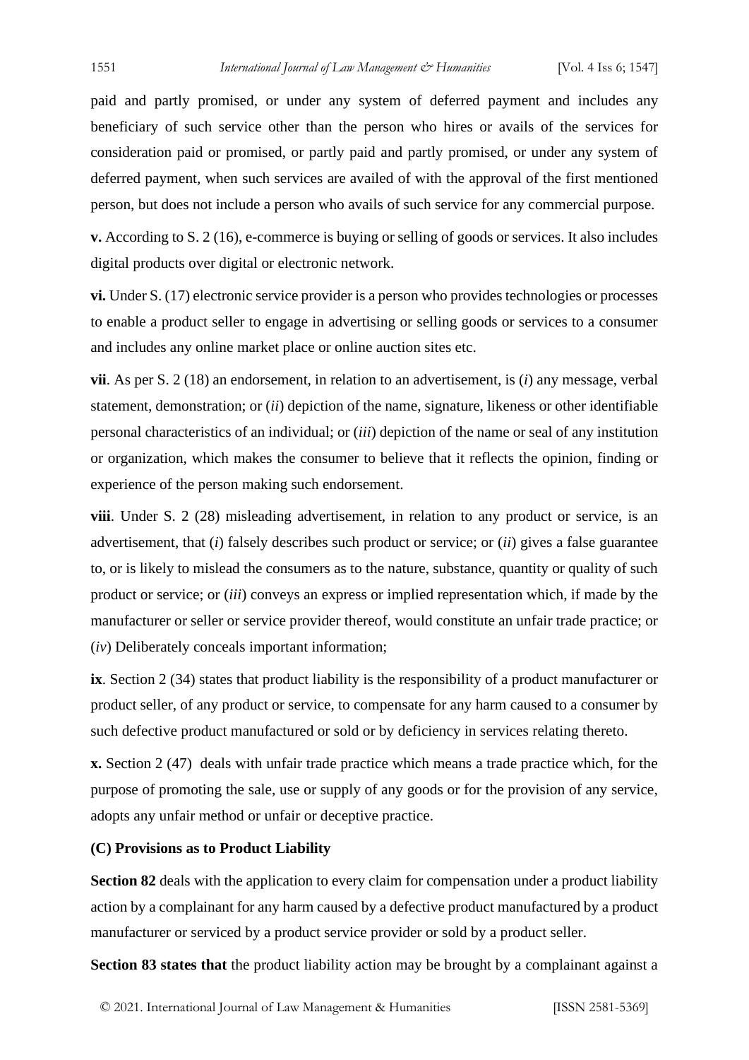paid and partly promised, or under any system of deferred payment and includes any beneficiary of such service other than the person who hires or avails of the services for consideration paid or promised, or partly paid and partly promised, or under any system of deferred payment, when such services are availed of with the approval of the first mentioned person, but does not include a person who avails of such service for any commercial purpose.

**v.** According to S. 2 (16), e-commerce is buying or selling of goods or services. It also includes digital products over digital or electronic network.

**vi.** Under S. (17) electronic service provider is a person who provides technologies or processes to enable a product seller to engage in advertising or selling goods or services to a consumer and includes any online market place or online auction sites etc.

**vii**. As per S. 2 (18) an endorsement, in relation to an advertisement, is (*i*) any message, verbal statement, demonstration; or (*ii*) depiction of the name, signature, likeness or other identifiable personal characteristics of an individual; or (*iii*) depiction of the name or seal of any institution or organization, which makes the consumer to believe that it reflects the opinion, finding or experience of the person making such endorsement.

**viii**. Under S. 2 (28) misleading advertisement, in relation to any product or service, is an advertisement, that (*i*) falsely describes such product or service; or (*ii*) gives a false guarantee to, or is likely to mislead the consumers as to the nature, substance, quantity or quality of such product or service; or (*iii*) conveys an express or implied representation which, if made by the manufacturer or seller or service provider thereof, would constitute an unfair trade practice; or (*iv*) Deliberately conceals important information;

**ix**. Section 2 (34) states that product liability is the responsibility of a product manufacturer or product seller, of any product or service, to compensate for any harm caused to a consumer by such defective product manufactured or sold or by deficiency in services relating thereto.

**x.** Section 2 (47) deals with unfair trade practice which means a trade practice which, for the purpose of promoting the sale, use or supply of any goods or for the provision of any service, adopts any unfair method or unfair or deceptive practice.

**(C) Provisions as to Product Liability**

**Section 82** deals with the application to every claim for compensation under a product liability action by a complainant for any harm caused by a defective product manufactured by a product manufacturer or serviced by a product service provider or sold by a product seller.

**Section 83 states that** the product liability action may be brought by a complainant against a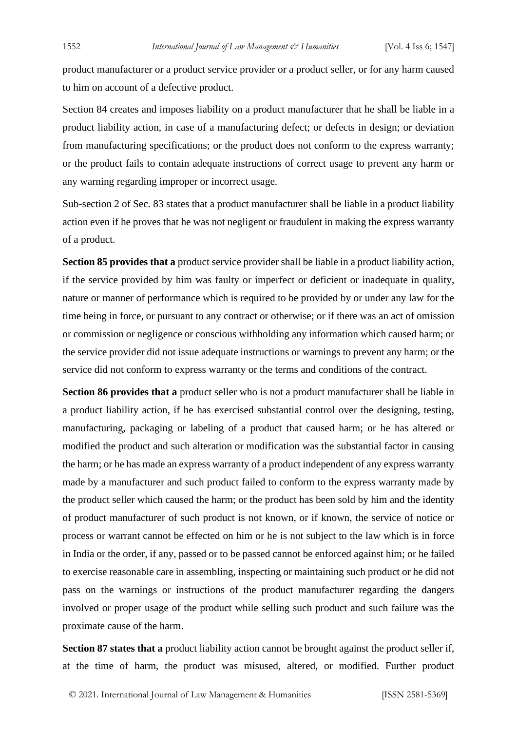product manufacturer or a product service provider or a product seller, or for any harm caused to him on account of a defective product.

Section 84 creates and imposes liability on a product manufacturer that he shall be liable in a product liability action, in case of a manufacturing defect; or defects in design; or deviation from manufacturing specifications; or the product does not conform to the express warranty; or the product fails to contain adequate instructions of correct usage to prevent any harm or any warning regarding improper or incorrect usage.

Sub-section 2 of Sec. 83 states that a product manufacturer shall be liable in a product liability action even if he proves that he was not negligent or fraudulent in making the express warranty of a product.

**Section 85 provides that a** product service provider shall be liable in a product liability action, if the service provided by him was faulty or imperfect or deficient or inadequate in quality, nature or manner of performance which is required to be provided by or under any law for the time being in force, or pursuant to any contract or otherwise; or if there was an act of omission or commission or negligence or conscious withholding any information which caused harm; or the service provider did not issue adequate instructions or warnings to prevent any harm; or the service did not conform to express warranty or the terms and conditions of the contract.

**Section 86 provides that a** product seller who is not a product manufacturer shall be liable in a product liability action, if he has exercised substantial control over the designing, testing, manufacturing, packaging or labeling of a product that caused harm; or he has altered or modified the product and such alteration or modification was the substantial factor in causing the harm; or he has made an express warranty of a product independent of any express warranty made by a manufacturer and such product failed to conform to the express warranty made by the product seller which caused the harm; or the product has been sold by him and the identity of product manufacturer of such product is not known, or if known, the service of notice or process or warrant cannot be effected on him or he is not subject to the law which is in force in India or the order, if any, passed or to be passed cannot be enforced against him; or he failed to exercise reasonable care in assembling, inspecting or maintaining such product or he did not pass on the warnings or instructions of the product manufacturer regarding the dangers involved or proper usage of the product while selling such product and such failure was the proximate cause of the harm.

**Section 87 states that a** product liability action cannot be brought against the product seller if, at the time of harm, the product was misused, altered, or modified. Further product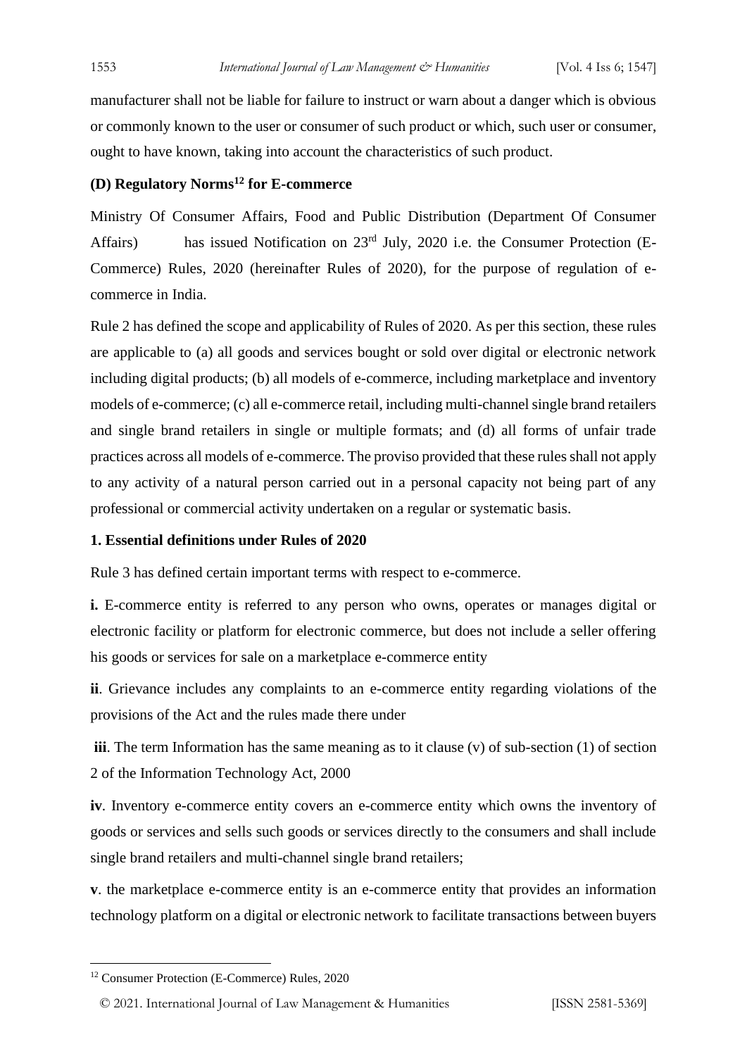manufacturer shall not be liable for failure to instruct or warn about a danger which is obvious or commonly known to the user or consumer of such product or which, such user or consumer, ought to have known, taking into account the characteristics of such product.

### (D) Regulatory Norms[12] for E-commerce

Ministry Of Consumer Affairs, Food and Public Distribution (Department Of Consumer Affairs) has issued Notification on 23rd July, 2020 i.e. the Consumer Protection (E-Commerce) Rules, 2020 (hereinafter Rules of 2020), for the purpose of regulation of e-commerce in India.

Rule 2 has defined the scope and applicability of Rules of 2020. As per this section, these rules are applicable to (a) all goods and services bought or sold over digital or electronic network including digital products; (b) all models of e-commerce, including marketplace and inventory models of e-commerce; (c) all e-commerce retail, including multi-channel single brand retailers and single brand retailers in single or multiple formats; and (d) all forms of unfair trade practices across all models of e-commerce. The proviso provided that these rules shall not apply to any activity of a natural person carried out in a personal capacity not being part of any professional or commercial activity undertaken on a regular or systematic basis.

### 1. Essential definitions under Rules of 2020

Rule 3 has defined certain important terms with respect to e-commerce.

**i.** E-commerce entity is referred to any person who owns, operates or manages digital or electronic facility or platform for electronic commerce, but does not include a seller offering his goods or services for sale on a marketplace e-commerce entity

**ii**. Grievance includes any complaints to an e-commerce entity regarding violations of the provisions of the Act and the rules made there under

**iii**. The term Information has the same meaning as to it clause (v) of sub-section (1) of section 2 of the Information Technology Act, 2000

**iv**. Inventory e-commerce entity covers an e-commerce entity which owns the inventory of goods or services and sells such goods or services directly to the consumers and shall include single brand retailers and multi-channel single brand retailers;

**v**. the marketplace e-commerce entity is an e-commerce entity that provides an information technology platform on a digital or electronic network to facilitate transactions between buyers

---

[12] Consumer Protection (E-Commerce) Rules, 2020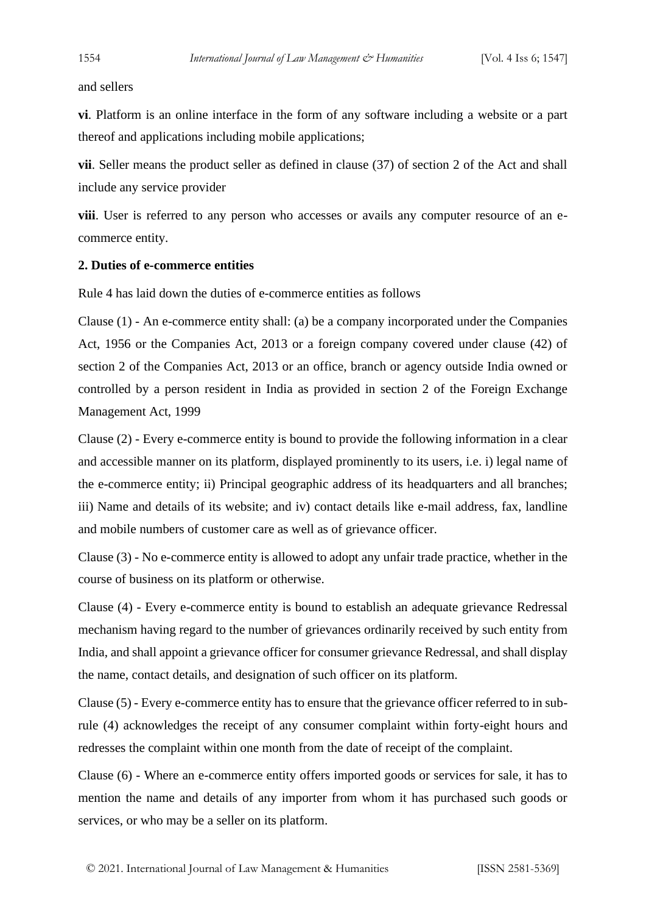and sellers

**vi**. Platform is an online interface in the form of any software including a website or a part thereof and applications including mobile applications;

**vii**. Seller means the product seller as defined in clause (37) of section 2 of the Act and shall include any service provider

**viii**. User is referred to any person who accesses or avails any computer resource of an e-commerce entity.

**2. Duties of e-commerce entities**

Rule 4 has laid down the duties of e-commerce entities as follows

Clause (1) - An e-commerce entity shall: (a) be a company incorporated under the Companies Act, 1956 or the Companies Act, 2013 or a foreign company covered under clause (42) of section 2 of the Companies Act, 2013 or an office, branch or agency outside India owned or controlled by a person resident in India as provided in section 2 of the Foreign Exchange Management Act, 1999

Clause (2) - Every e-commerce entity is bound to provide the following information in a clear and accessible manner on its platform, displayed prominently to its users, i.e. i) legal name of the e-commerce entity; ii) Principal geographic address of its headquarters and all branches; iii) Name and details of its website; and iv) contact details like e-mail address, fax, landline and mobile numbers of customer care as well as of grievance officer.

Clause (3) - No e-commerce entity is allowed to adopt any unfair trade practice, whether in the course of business on its platform or otherwise.

Clause (4) - Every e-commerce entity is bound to establish an adequate grievance Redressal mechanism having regard to the number of grievances ordinarily received by such entity from India, and shall appoint a grievance officer for consumer grievance Redressal, and shall display the name, contact details, and designation of such officer on its platform.

Clause (5) - Every e-commerce entity has to ensure that the grievance officer referred to in sub-rule (4) acknowledges the receipt of any consumer complaint within forty-eight hours and redresses the complaint within one month from the date of receipt of the complaint.

Clause (6) - Where an e-commerce entity offers imported goods or services for sale, it has to mention the name and details of any importer from whom it has purchased such goods or services, or who may be a seller on its platform.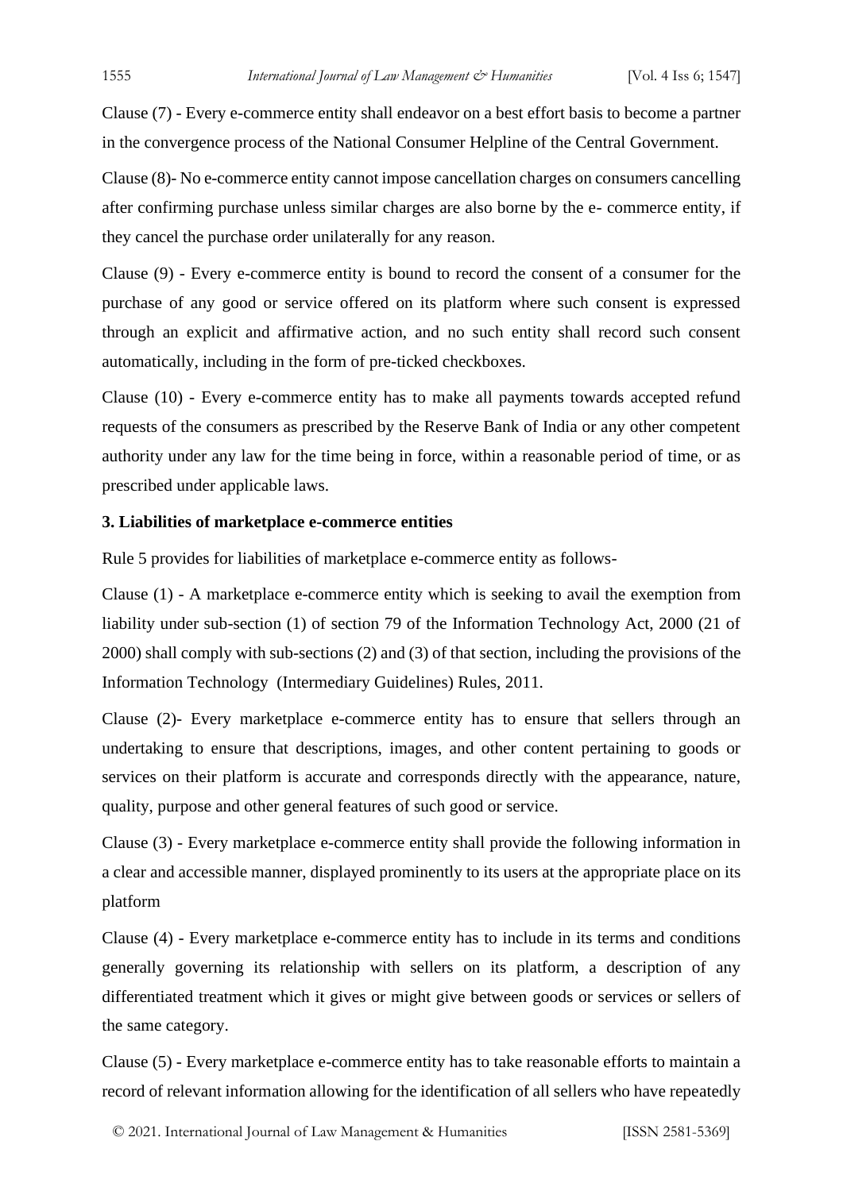Clause (7) - Every e-commerce entity shall endeavor on a best effort basis to become a partner in the convergence process of the National Consumer Helpline of the Central Government.

Clause (8)- No e-commerce entity cannot impose cancellation charges on consumers cancelling after confirming purchase unless similar charges are also borne by the e- commerce entity, if they cancel the purchase order unilaterally for any reason.

Clause (9) - Every e-commerce entity is bound to record the consent of a consumer for the purchase of any good or service offered on its platform where such consent is expressed through an explicit and affirmative action, and no such entity shall record such consent automatically, including in the form of pre-ticked checkboxes.

Clause (10) - Every e-commerce entity has to make all payments towards accepted refund requests of the consumers as prescribed by the Reserve Bank of India or any other competent authority under any law for the time being in force, within a reasonable period of time, or as prescribed under applicable laws.

**3. Liabilities of marketplace e-commerce entities**

Rule 5 provides for liabilities of marketplace e-commerce entity as follows-

Clause (1) - A marketplace e-commerce entity which is seeking to avail the exemption from liability under sub-section (1) of section 79 of the Information Technology Act, 2000 (21 of 2000) shall comply with sub-sections (2) and (3) of that section, including the provisions of the Information Technology (Intermediary Guidelines) Rules, 2011.

Clause (2)- Every marketplace e-commerce entity has to ensure that sellers through an undertaking to ensure that descriptions, images, and other content pertaining to goods or services on their platform is accurate and corresponds directly with the appearance, nature, quality, purpose and other general features of such good or service.

Clause (3) - Every marketplace e-commerce entity shall provide the following information in a clear and accessible manner, displayed prominently to its users at the appropriate place on its platform

Clause (4) - Every marketplace e-commerce entity has to include in its terms and conditions generally governing its relationship with sellers on its platform, a description of any differentiated treatment which it gives or might give between goods or services or sellers of the same category.

Clause (5) - Every marketplace e-commerce entity has to take reasonable efforts to maintain a record of relevant information allowing for the identification of all sellers who have repeatedly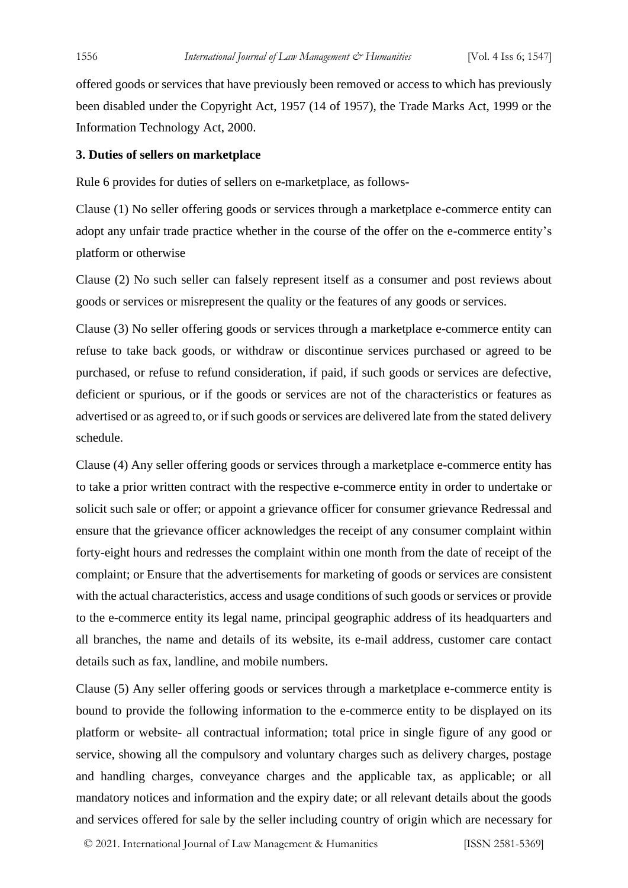offered goods or services that have previously been removed or access to which has previously been disabled under the Copyright Act, 1957 (14 of 1957), the Trade Marks Act, 1999 or the Information Technology Act, 2000.

**3. Duties of sellers on marketplace**

Rule 6 provides for duties of sellers on e-marketplace, as follows-

Clause (1) No seller offering goods or services through a marketplace e-commerce entity can adopt any unfair trade practice whether in the course of the offer on the e-commerce entity's platform or otherwise

Clause (2) No such seller can falsely represent itself as a consumer and post reviews about goods or services or misrepresent the quality or the features of any goods or services.

Clause (3) No seller offering goods or services through a marketplace e-commerce entity can refuse to take back goods, or withdraw or discontinue services purchased or agreed to be purchased, or refuse to refund consideration, if paid, if such goods or services are defective, deficient or spurious, or if the goods or services are not of the characteristics or features as advertised or as agreed to, or if such goods or services are delivered late from the stated delivery schedule.

Clause (4) Any seller offering goods or services through a marketplace e-commerce entity has to take a prior written contract with the respective e-commerce entity in order to undertake or solicit such sale or offer; or appoint a grievance officer for consumer grievance Redressal and ensure that the grievance officer acknowledges the receipt of any consumer complaint within forty-eight hours and redresses the complaint within one month from the date of receipt of the complaint; or Ensure that the advertisements for marketing of goods or services are consistent with the actual characteristics, access and usage conditions of such goods or services or provide to the e-commerce entity its legal name, principal geographic address of its headquarters and all branches, the name and details of its website, its e-mail address, customer care contact details such as fax, landline, and mobile numbers.

Clause (5) Any seller offering goods or services through a marketplace e-commerce entity is bound to provide the following information to the e-commerce entity to be displayed on its platform or website- all contractual information; total price in single figure of any good or service, showing all the compulsory and voluntary charges such as delivery charges, postage and handling charges, conveyance charges and the applicable tax, as applicable; or all mandatory notices and information and the expiry date; or all relevant details about the goods and services offered for sale by the seller including country of origin which are necessary for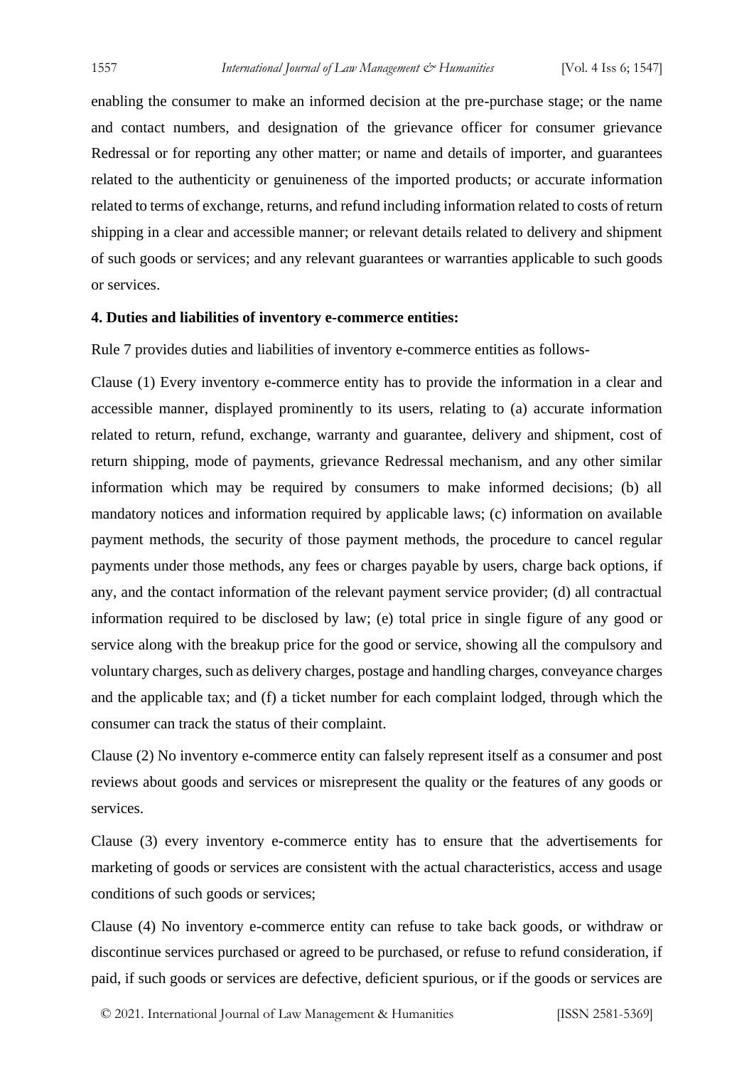enabling the consumer to make an informed decision at the pre-purchase stage; or the name and contact numbers, and designation of the grievance officer for consumer grievance Redressal or for reporting any other matter; or name and details of importer, and guarantees related to the authenticity or genuineness of the imported products; or accurate information related to terms of exchange, returns, and refund including information related to costs of return shipping in a clear and accessible manner; or relevant details related to delivery and shipment of such goods or services; and any relevant guarantees or warranties applicable to such goods or services.

**4. Duties and liabilities of inventory e-commerce entities:**

Rule 7 provides duties and liabilities of inventory e-commerce entities as follows-

Clause (1) Every inventory e-commerce entity has to provide the information in a clear and accessible manner, displayed prominently to its users, relating to (a) accurate information related to return, refund, exchange, warranty and guarantee, delivery and shipment, cost of return shipping, mode of payments, grievance Redressal mechanism, and any other similar information which may be required by consumers to make informed decisions; (b) all mandatory notices and information required by applicable laws; (c) information on available payment methods, the security of those payment methods, the procedure to cancel regular payments under those methods, any fees or charges payable by users, charge back options, if any, and the contact information of the relevant payment service provider; (d) all contractual information required to be disclosed by law; (e) total price in single figure of any good or service along with the breakup price for the good or service, showing all the compulsory and voluntary charges, such as delivery charges, postage and handling charges, conveyance charges and the applicable tax; and (f) a ticket number for each complaint lodged, through which the consumer can track the status of their complaint.

Clause (2) No inventory e-commerce entity can falsely represent itself as a consumer and post reviews about goods and services or misrepresent the quality or the features of any goods or services.

Clause (3) every inventory e-commerce entity has to ensure that the advertisements for marketing of goods or services are consistent with the actual characteristics, access and usage conditions of such goods or services;

Clause (4) No inventory e-commerce entity can refuse to take back goods, or withdraw or discontinue services purchased or agreed to be purchased, or refuse to refund consideration, if paid, if such goods or services are defective, deficient spurious, or if the goods or services are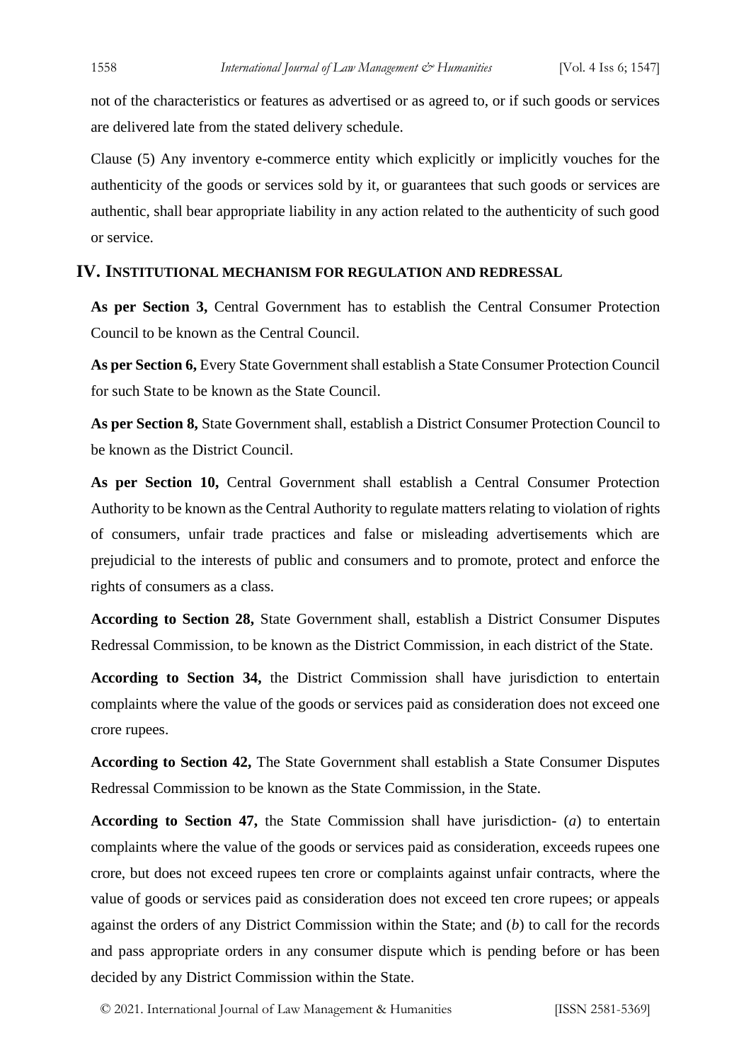not of the characteristics or features as advertised or as agreed to, or if such goods or services are delivered late from the stated delivery schedule.

Clause (5) Any inventory e-commerce entity which explicitly or implicitly vouches for the authenticity of the goods or services sold by it, or guarantees that such goods or services are authentic, shall bear appropriate liability in any action related to the authenticity of such good or service.

## IV. Institutional mechanism for regulation and redressal

**As per Section 3,** Central Government has to establish the Central Consumer Protection Council to be known as the Central Council.

**As per Section 6,** Every State Government shall establish a State Consumer Protection Council for such State to be known as the State Council.

**As per Section 8,** State Government shall, establish a District Consumer Protection Council to be known as the District Council.

**As per Section 10,** Central Government shall establish a Central Consumer Protection Authority to be known as the Central Authority to regulate matters relating to violation of rights of consumers, unfair trade practices and false or misleading advertisements which are prejudicial to the interests of public and consumers and to promote, protect and enforce the rights of consumers as a class.

**According to Section 28,** State Government shall, establish a District Consumer Disputes Redressal Commission, to be known as the District Commission, in each district of the State.

**According to Section 34,** the District Commission shall have jurisdiction to entertain complaints where the value of the goods or services paid as consideration does not exceed one crore rupees.

**According to Section 42,** The State Government shall establish a State Consumer Disputes Redressal Commission to be known as the State Commission, in the State.

**According to Section 47,** the State Commission shall have jurisdiction- (*a*) to entertain complaints where the value of the goods or services paid as consideration, exceeds rupees one crore, but does not exceed rupees ten crore or complaints against unfair contracts, where the value of goods or services paid as consideration does not exceed ten crore rupees; or appeals against the orders of any District Commission within the State; and (*b*) to call for the records and pass appropriate orders in any consumer dispute which is pending before or has been decided by any District Commission within the State.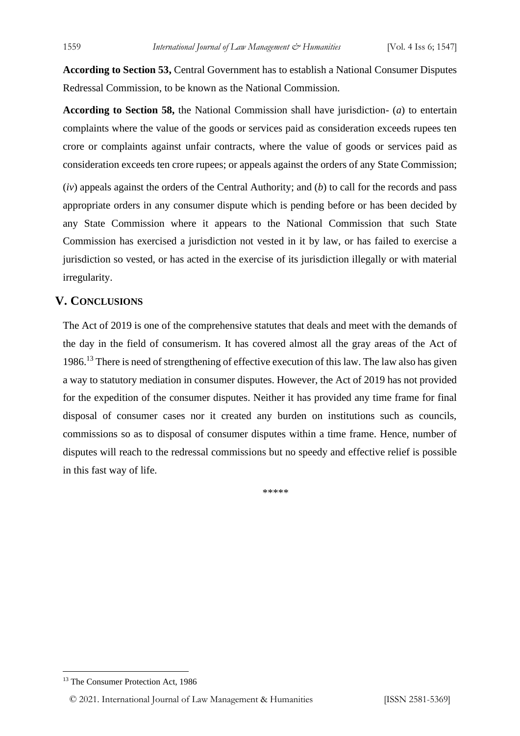**According to Section 53,** Central Government has to establish a National Consumer Disputes Redressal Commission, to be known as the National Commission.

**According to Section 58,** the National Commission shall have jurisdiction- (*a*) to entertain complaints where the value of the goods or services paid as consideration exceeds rupees ten crore or complaints against unfair contracts, where the value of goods or services paid as consideration exceeds ten crore rupees; or appeals against the orders of any State Commission;

(*iv*) appeals against the orders of the Central Authority; and (*b*) to call for the records and pass appropriate orders in any consumer dispute which is pending before or has been decided by any State Commission where it appears to the National Commission that such State Commission has exercised a jurisdiction not vested in it by law, or has failed to exercise a jurisdiction so vested, or has acted in the exercise of its jurisdiction illegally or with material irregularity.

## V. Conclusions

The Act of 2019 is one of the comprehensive statutes that deals and meet with the demands of the day in the field of consumerism. It has covered almost all the gray areas of the Act of 1986.[13] There is need of strengthening of effective execution of this law. The law also has given a way to statutory mediation in consumer disputes. However, the Act of 2019 has not provided for the expedition of the consumer disputes. Neither it has provided any time frame for final disposal of consumer cases nor it created any burden on institutions such as councils, commissions so as to disposal of consumer disputes within a time frame. Hence, number of disputes will reach to the redressal commissions but no speedy and effective relief is possible in this fast way of life.

*****

[13] The Consumer Protection Act, 1986